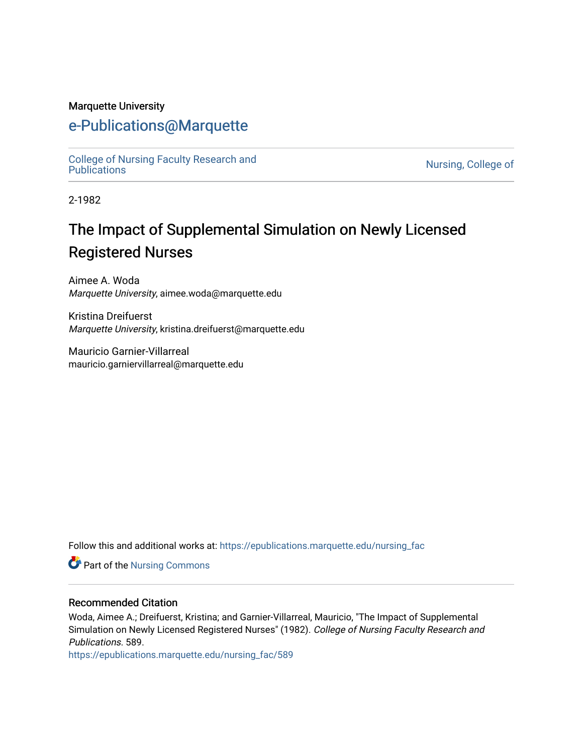Marquette University

# e-Publications@Marquette

College of Nursing Faculty Research and Publications

Nursing, College of

2-1982

# The Impact of Supplemental Simulation on Newly Licensed Registered Nurses

Aimee A. Woda
*Marquette University*, aimee.woda@marquette.edu

Kristina Dreifuerst
*Marquette University*, kristina.dreifuerst@marquette.edu

Mauricio Garnier-Villarreal
mauricio.garniervillarreal@marquette.edu

Follow this and additional works at: https://epublications.marquette.edu/nursing_fac

Part of the Nursing Commons

## Recommended Citation

Woda, Aimee A.; Dreifuerst, Kristina; and Garnier-Villarreal, Mauricio, "The Impact of Supplemental Simulation on Newly Licensed Registered Nurses" (1982). *College of Nursing Faculty Research and Publications*. 589.
https://epublications.marquette.edu/nursing_fac/589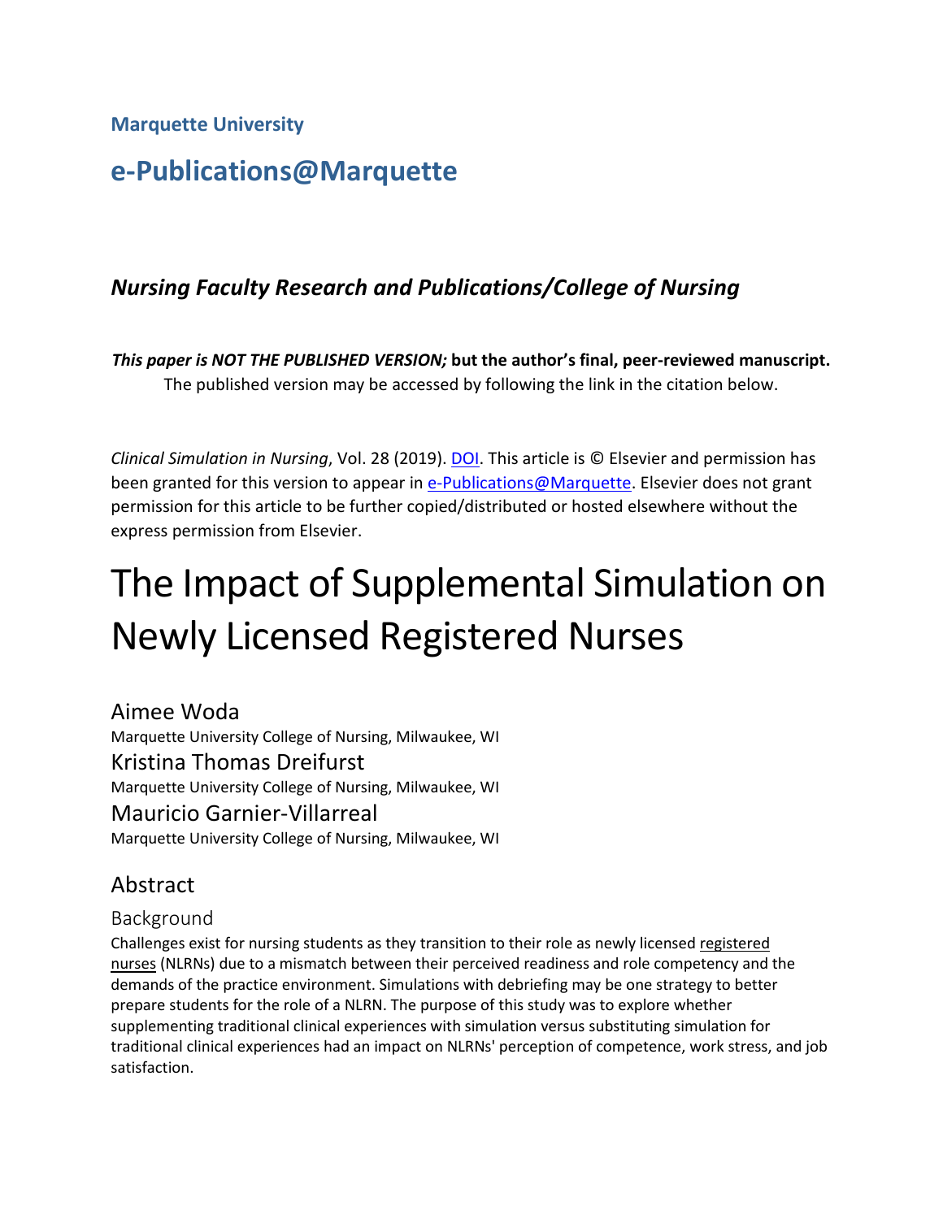**Marquette University**

# e-Publications@Marquette

### *Nursing Faculty Research and Publications/College of Nursing*

***This paper is NOT THE PUBLISHED VERSION;* but the author's final, peer-reviewed manuscript.** The published version may be accessed by following the link in the citation below.

*Clinical Simulation in Nursing*, Vol. 28 (2019). DOI. This article is © Elsevier and permission has been granted for this version to appear in e-Publications@Marquette. Elsevier does not grant permission for this article to be further copied/distributed or hosted elsewhere without the express permission from Elsevier.

# The Impact of Supplemental Simulation on Newly Licensed Registered Nurses

Aimee Woda
Marquette University College of Nursing, Milwaukee, WI

Kristina Thomas Dreifurst
Marquette University College of Nursing, Milwaukee, WI

Mauricio Garnier-Villarreal
Marquette University College of Nursing, Milwaukee, WI

## Abstract

### Background

Challenges exist for nursing students as they transition to their role as newly licensed registered nurses (NLRNs) due to a mismatch between their perceived readiness and role competency and the demands of the practice environment. Simulations with debriefing may be one strategy to better prepare students for the role of a NLRN. The purpose of this study was to explore whether supplementing traditional clinical experiences with simulation versus substituting simulation for traditional clinical experiences had an impact on NLRNs' perception of competence, work stress, and job satisfaction.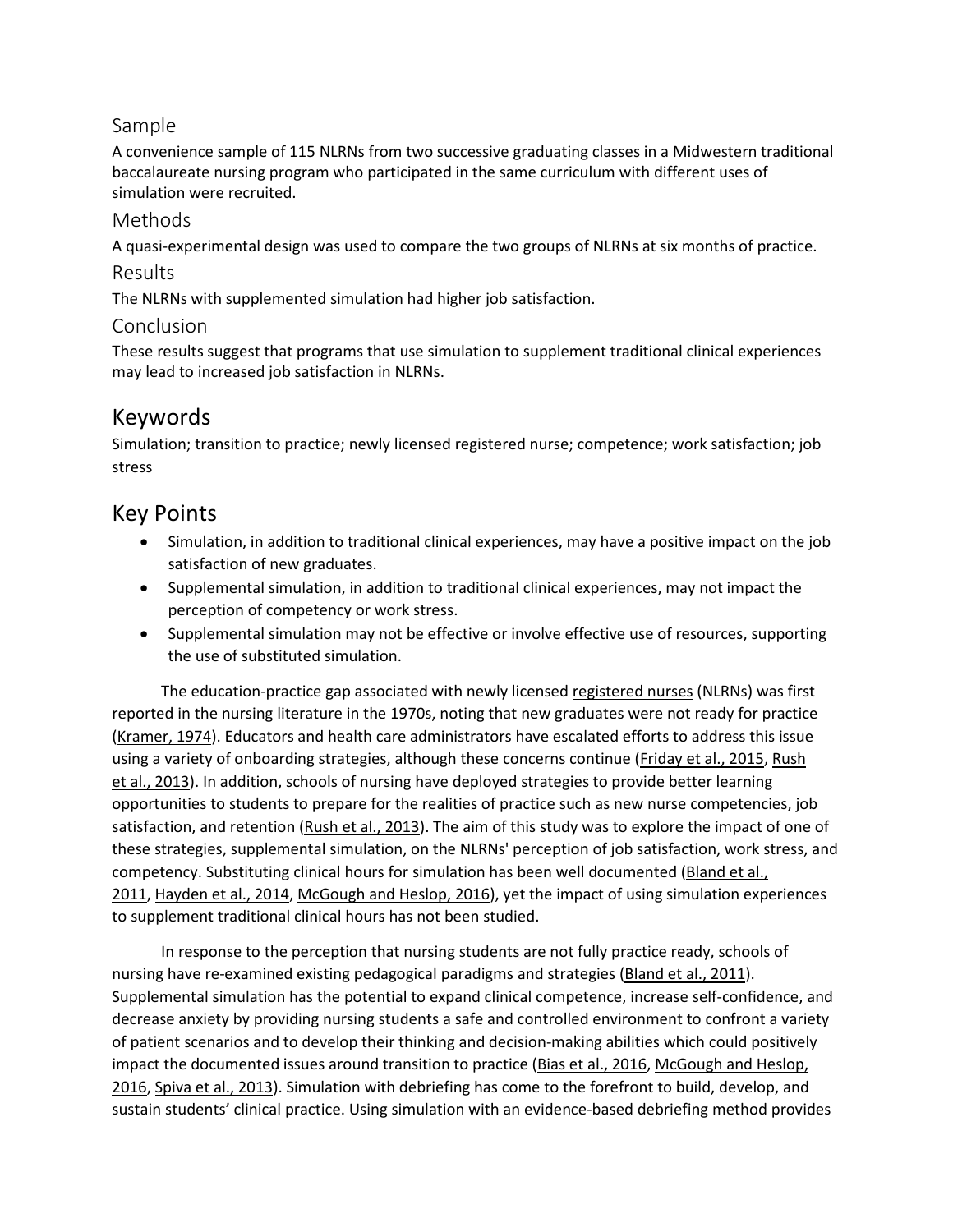### Sample

A convenience sample of 115 NLRNs from two successive graduating classes in a Midwestern traditional baccalaureate nursing program who participated in the same curriculum with different uses of simulation were recruited.

### Methods

A quasi-experimental design was used to compare the two groups of NLRNs at six months of practice.

### Results

The NLRNs with supplemented simulation had higher job satisfaction.

### Conclusion

These results suggest that programs that use simulation to supplement traditional clinical experiences may lead to increased job satisfaction in NLRNs.

## Keywords

Simulation; transition to practice; newly licensed registered nurse; competence; work satisfaction; job stress

## Key Points

- Simulation, in addition to traditional clinical experiences, may have a positive impact on the job satisfaction of new graduates.
- Supplemental simulation, in addition to traditional clinical experiences, may not impact the perception of competency or work stress.
- Supplemental simulation may not be effective or involve effective use of resources, supporting the use of substituted simulation.

The education-practice gap associated with newly licensed registered nurses (NLRNs) was first reported in the nursing literature in the 1970s, noting that new graduates were not ready for practice (Kramer, 1974). Educators and health care administrators have escalated efforts to address this issue using a variety of onboarding strategies, although these concerns continue (Friday et al., 2015, Rush et al., 2013). In addition, schools of nursing have deployed strategies to provide better learning opportunities to students to prepare for the realities of practice such as new nurse competencies, job satisfaction, and retention (Rush et al., 2013). The aim of this study was to explore the impact of one of these strategies, supplemental simulation, on the NLRNs' perception of job satisfaction, work stress, and competency. Substituting clinical hours for simulation has been well documented (Bland et al., 2011, Hayden et al., 2014, McGough and Heslop, 2016), yet the impact of using simulation experiences to supplement traditional clinical hours has not been studied.

In response to the perception that nursing students are not fully practice ready, schools of nursing have re-examined existing pedagogical paradigms and strategies (Bland et al., 2011). Supplemental simulation has the potential to expand clinical competence, increase self-confidence, and decrease anxiety by providing nursing students a safe and controlled environment to confront a variety of patient scenarios and to develop their thinking and decision-making abilities which could positively impact the documented issues around transition to practice (Bias et al., 2016, McGough and Heslop, 2016, Spiva et al., 2013). Simulation with debriefing has come to the forefront to build, develop, and sustain students' clinical practice. Using simulation with an evidence-based debriefing method provides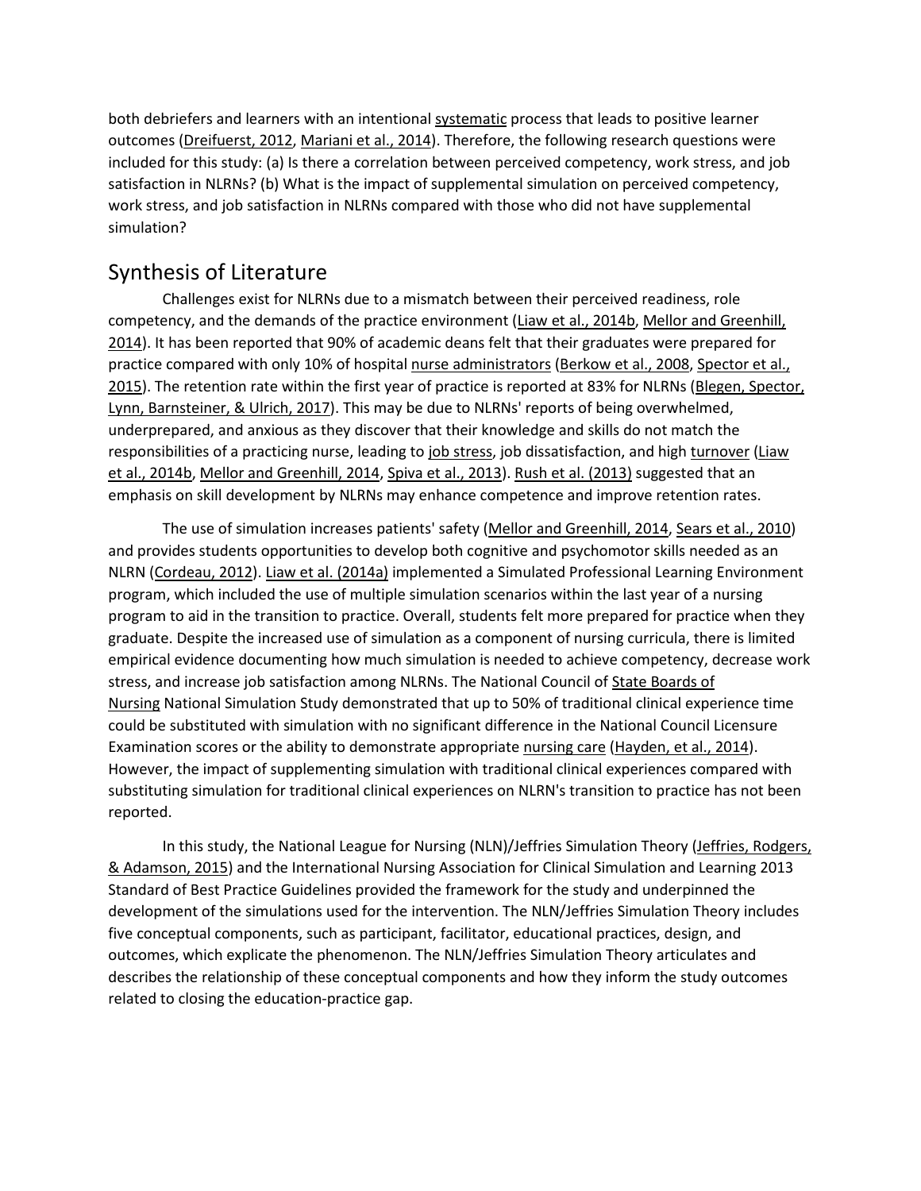both debriefers and learners with an intentional systematic process that leads to positive learner outcomes (Dreifuerst, 2012, Mariani et al., 2014). Therefore, the following research questions were included for this study: (a) Is there a correlation between perceived competency, work stress, and job satisfaction in NLRNs? (b) What is the impact of supplemental simulation on perceived competency, work stress, and job satisfaction in NLRNs compared with those who did not have supplemental simulation?

## Synthesis of Literature

Challenges exist for NLRNs due to a mismatch between their perceived readiness, role competency, and the demands of the practice environment (Liaw et al., 2014b, Mellor and Greenhill, 2014). It has been reported that 90% of academic deans felt that their graduates were prepared for practice compared with only 10% of hospital nurse administrators (Berkow et al., 2008, Spector et al., 2015). The retention rate within the first year of practice is reported at 83% for NLRNs (Blegen, Spector, Lynn, Barnsteiner, & Ulrich, 2017). This may be due to NLRNs' reports of being overwhelmed, underprepared, and anxious as they discover that their knowledge and skills do not match the responsibilities of a practicing nurse, leading to job stress, job dissatisfaction, and high turnover (Liaw et al., 2014b, Mellor and Greenhill, 2014, Spiva et al., 2013). Rush et al. (2013) suggested that an emphasis on skill development by NLRNs may enhance competence and improve retention rates.

The use of simulation increases patients' safety (Mellor and Greenhill, 2014, Sears et al., 2010) and provides students opportunities to develop both cognitive and psychomotor skills needed as an NLRN (Cordeau, 2012). Liaw et al. (2014a) implemented a Simulated Professional Learning Environment program, which included the use of multiple simulation scenarios within the last year of a nursing program to aid in the transition to practice. Overall, students felt more prepared for practice when they graduate. Despite the increased use of simulation as a component of nursing curricula, there is limited empirical evidence documenting how much simulation is needed to achieve competency, decrease work stress, and increase job satisfaction among NLRNs. The National Council of State Boards of Nursing National Simulation Study demonstrated that up to 50% of traditional clinical experience time could be substituted with simulation with no significant difference in the National Council Licensure Examination scores or the ability to demonstrate appropriate nursing care (Hayden, et al., 2014). However, the impact of supplementing simulation with traditional clinical experiences compared with substituting simulation for traditional clinical experiences on NLRN's transition to practice has not been reported.

In this study, the National League for Nursing (NLN)/Jeffries Simulation Theory (Jeffries, Rodgers, & Adamson, 2015) and the International Nursing Association for Clinical Simulation and Learning 2013 Standard of Best Practice Guidelines provided the framework for the study and underpinned the development of the simulations used for the intervention. The NLN/Jeffries Simulation Theory includes five conceptual components, such as participant, facilitator, educational practices, design, and outcomes, which explicate the phenomenon. The NLN/Jeffries Simulation Theory articulates and describes the relationship of these conceptual components and how they inform the study outcomes related to closing the education-practice gap.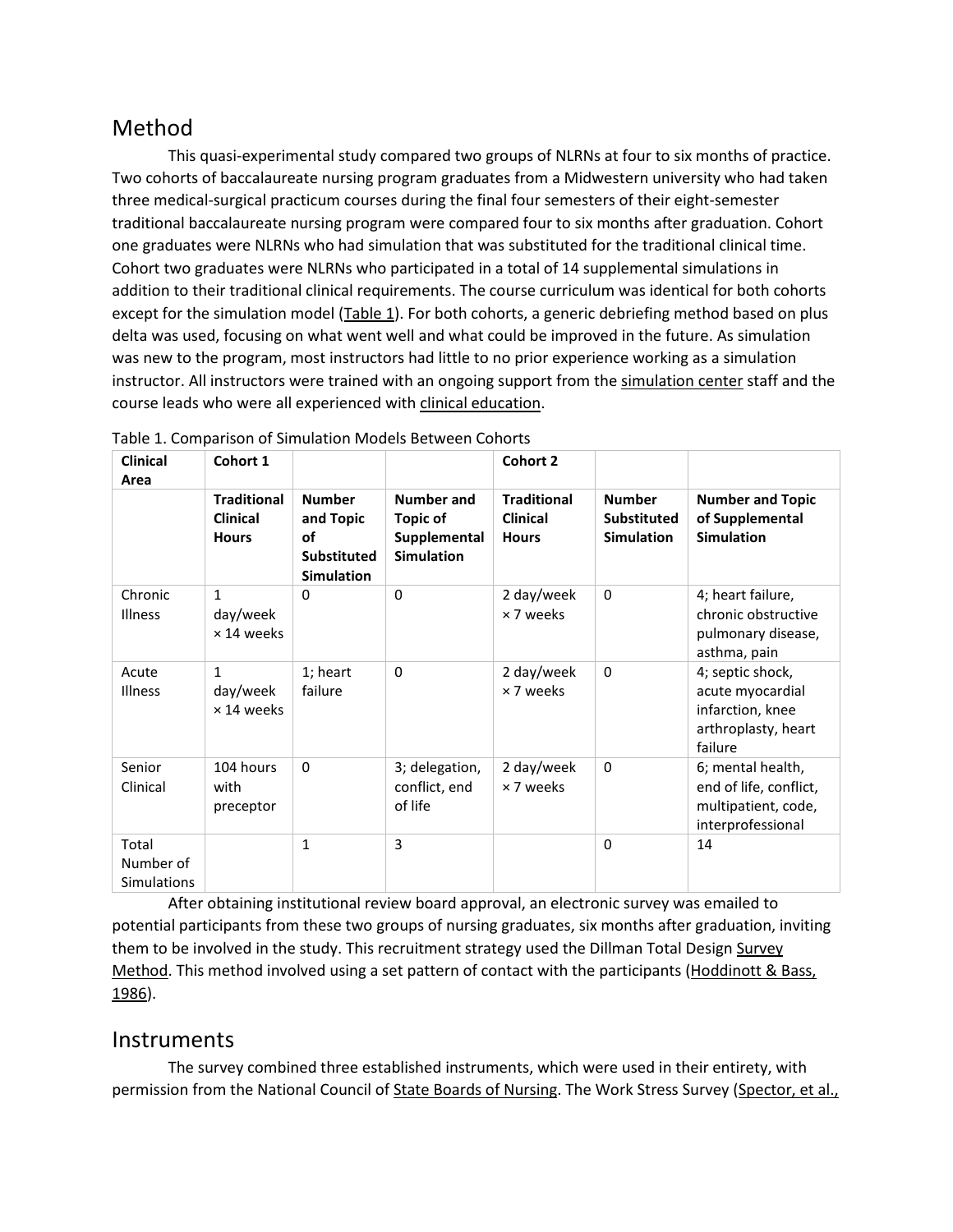## Method

This quasi-experimental study compared two groups of NLRNs at four to six months of practice. Two cohorts of baccalaureate nursing program graduates from a Midwestern university who had taken three medical-surgical practicum courses during the final four semesters of their eight-semester traditional baccalaureate nursing program were compared four to six months after graduation. Cohort one graduates were NLRNs who had simulation that was substituted for the traditional clinical time. Cohort two graduates were NLRNs who participated in a total of 14 supplemental simulations in addition to their traditional clinical requirements. The course curriculum was identical for both cohorts except for the simulation model (Table 1). For both cohorts, a generic debriefing method based on plus delta was used, focusing on what went well and what could be improved in the future. As simulation was new to the program, most instructors had little to no prior experience working as a simulation instructor. All instructors were trained with an ongoing support from the simulation center staff and the course leads who were all experienced with clinical education.

Table 1. Comparison of Simulation Models Between Cohorts

| **Clinical Area** | **Cohort 1** | | | **Cohort 2** | | |
|---|---|---|---|---|---|---|
| | **Traditional Clinical Hours** | **Number and Topic of Substituted Simulation** | **Number and Topic of Supplemental Simulation** | **Traditional Clinical Hours** | **Number Substituted Simulation** | **Number and Topic of Supplemental Simulation** |
| Chronic Illness | 1 day/week × 14 weeks | 0 | 0 | 2 day/week × 7 weeks | 0 | 4; heart failure, chronic obstructive pulmonary disease, asthma, pain |
| Acute Illness | 1 day/week × 14 weeks | 1; heart failure | 0 | 2 day/week × 7 weeks | 0 | 4; septic shock, acute myocardial infarction, knee arthroplasty, heart failure |
| Senior Clinical | 104 hours with preceptor | 0 | 3; delegation, conflict, end of life | 2 day/week × 7 weeks | 0 | 6; mental health, end of life, conflict, multipatient, code, interprofessional |
| Total Number of Simulations | | 1 | 3 | | 0 | 14 |

After obtaining institutional review board approval, an electronic survey was emailed to potential participants from these two groups of nursing graduates, six months after graduation, inviting them to be involved in the study. This recruitment strategy used the Dillman Total Design Survey Method. This method involved using a set pattern of contact with the participants (Hoddinott & Bass, 1986).

## Instruments

The survey combined three established instruments, which were used in their entirety, with permission from the National Council of State Boards of Nursing. The Work Stress Survey (Spector, et al.,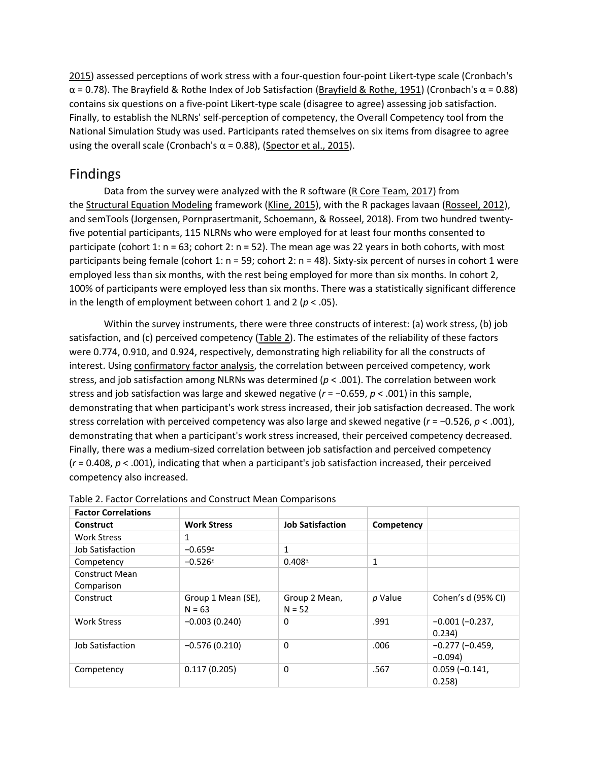2015) assessed perceptions of work stress with a four-question four-point Likert-type scale (Cronbach's α = 0.78). The Brayfield & Rothe Index of Job Satisfaction (Brayfield & Rothe, 1951) (Cronbach's α = 0.88) contains six questions on a five-point Likert-type scale (disagree to agree) assessing job satisfaction. Finally, to establish the NLRNs' self-perception of competency, the Overall Competency tool from the National Simulation Study was used. Participants rated themselves on six items from disagree to agree using the overall scale (Cronbach's α = 0.88), (Spector et al., 2015).

## Findings

Data from the survey were analyzed with the R software (R Core Team, 2017) from the Structural Equation Modeling framework (Kline, 2015), with the R packages lavaan (Rosseel, 2012), and semTools (Jorgensen, Pornprasertmanit, Schoemann, & Rosseel, 2018). From two hundred twenty-five potential participants, 115 NLRNs who were employed for at least four months consented to participate (cohort 1: n = 63; cohort 2: n = 52). The mean age was 22 years in both cohorts, with most participants being female (cohort 1: n = 59; cohort 2: n = 48). Sixty-six percent of nurses in cohort 1 were employed less than six months, with the rest being employed for more than six months. In cohort 2, 100% of participants were employed less than six months. There was a statistically significant difference in the length of employment between cohort 1 and 2 ($p < .05$).

Within the survey instruments, there were three constructs of interest: (a) work stress, (b) job satisfaction, and (c) perceived competency (Table 2). The estimates of the reliability of these factors were 0.774, 0.910, and 0.924, respectively, demonstrating high reliability for all the constructs of interest. Using confirmatory factor analysis, the correlation between perceived competency, work stress, and job satisfaction among NLRNs was determined ($p < .001$). The correlation between work stress and job satisfaction was large and skewed negative ($r = −0.659$, $p < .001$) in this sample, demonstrating that when participant's work stress increased, their job satisfaction decreased. The work stress correlation with perceived competency was also large and skewed negative ($r = −0.526$, $p < .001$), demonstrating that when a participant's work stress increased, their perceived competency decreased. Finally, there was a medium-sized correlation between job satisfaction and perceived competency ($r = 0.408$, $p < .001$), indicating that when a participant's job satisfaction increased, their perceived competency also increased.

Table 2. Factor Correlations and Construct Mean Comparisons

| **Factor Correlations** | | | | |
|---|---|---|---|---|
| **Construct** | **Work Stress** | **Job Satisfaction** | **Competency** | |
| Work Stress | 1 | | | |
| Job Satisfaction | −0.659[a] | 1 | | |
| Competency | −0.526[a] | 0.408[a] | 1 | |
| Construct Mean Comparison | | | | |
| Construct | Group 1 Mean (SE), N = 63 | Group 2 Mean, N = 52 | *p* Value | Cohen's d (95% CI) |
| Work Stress | −0.003 (0.240) | 0 | .991 | −0.001 (−0.237, 0.234) |
| Job Satisfaction | −0.576 (0.210) | 0 | .006 | −0.277 (−0.459, −0.094) |
| Competency | 0.117 (0.205) | 0 | .567 | 0.059 (−0.141, 0.258) |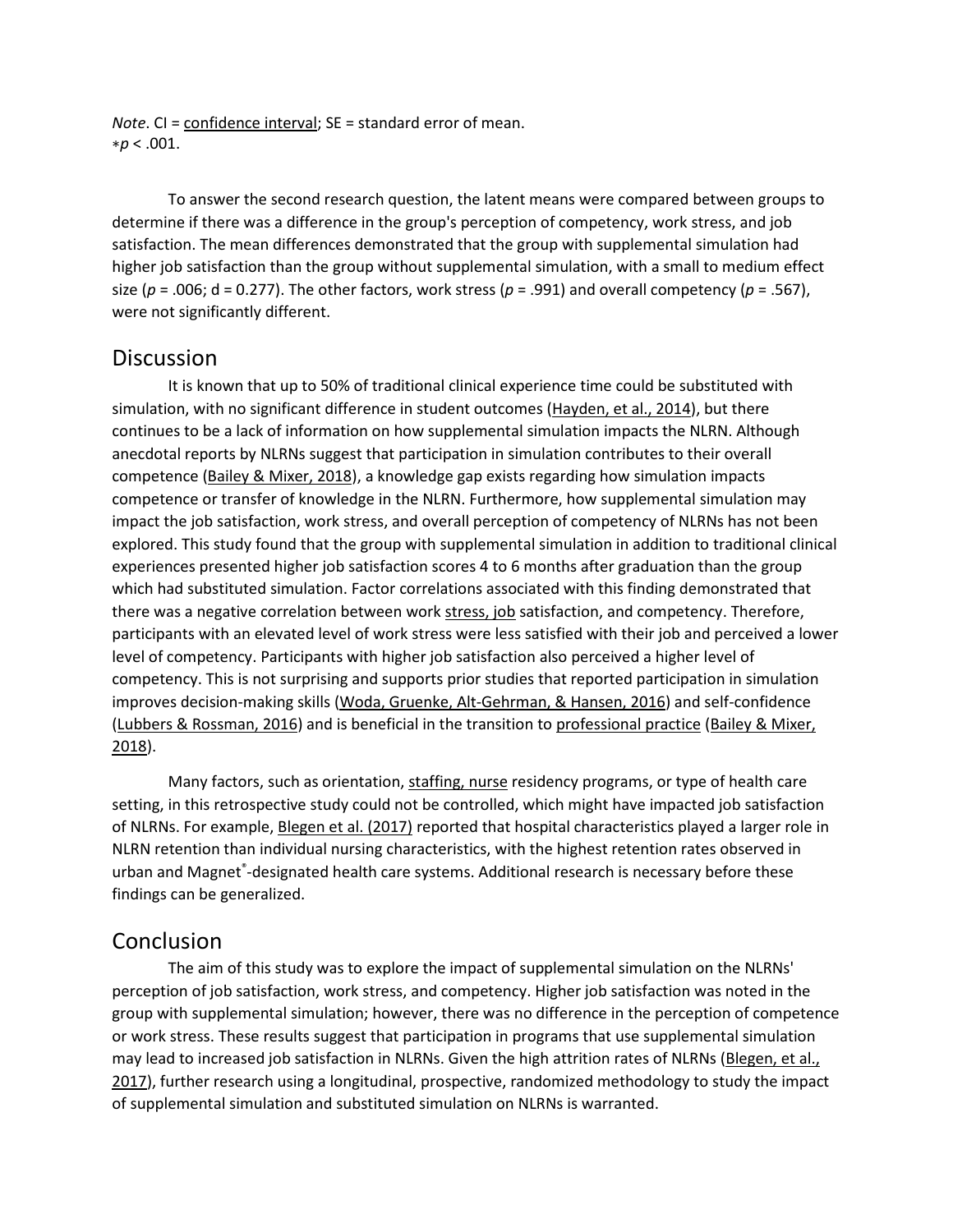*Note*. CI = confidence interval; SE = standard error of mean.
$*p < .001$.

To answer the second research question, the latent means were compared between groups to determine if there was a difference in the group's perception of competency, work stress, and job satisfaction. The mean differences demonstrated that the group with supplemental simulation had higher job satisfaction than the group without supplemental simulation, with a small to medium effect size ($p = .006$; d = 0.277). The other factors, work stress ($p = .991$) and overall competency ($p = .567$), were not significantly different.

## Discussion

It is known that up to 50% of traditional clinical experience time could be substituted with simulation, with no significant difference in student outcomes (Hayden, et al., 2014), but there continues to be a lack of information on how supplemental simulation impacts the NLRN. Although anecdotal reports by NLRNs suggest that participation in simulation contributes to their overall competence (Bailey & Mixer, 2018), a knowledge gap exists regarding how simulation impacts competence or transfer of knowledge in the NLRN. Furthermore, how supplemental simulation may impact the job satisfaction, work stress, and overall perception of competency of NLRNs has not been explored. This study found that the group with supplemental simulation in addition to traditional clinical experiences presented higher job satisfaction scores 4 to 6 months after graduation than the group which had substituted simulation. Factor correlations associated with this finding demonstrated that there was a negative correlation between work stress, job satisfaction, and competency. Therefore, participants with an elevated level of work stress were less satisfied with their job and perceived a lower level of competency. Participants with higher job satisfaction also perceived a higher level of competency. This is not surprising and supports prior studies that reported participation in simulation improves decision-making skills (Woda, Gruenke, Alt-Gehrman, & Hansen, 2016) and self-confidence (Lubbers & Rossman, 2016) and is beneficial in the transition to professional practice (Bailey & Mixer, 2018).

Many factors, such as orientation, staffing, nurse residency programs, or type of health care setting, in this retrospective study could not be controlled, which might have impacted job satisfaction of NLRNs. For example, Blegen et al. (2017) reported that hospital characteristics played a larger role in NLRN retention than individual nursing characteristics, with the highest retention rates observed in urban and Magnet®-designated health care systems. Additional research is necessary before these findings can be generalized.

## Conclusion

The aim of this study was to explore the impact of supplemental simulation on the NLRNs' perception of job satisfaction, work stress, and competency. Higher job satisfaction was noted in the group with supplemental simulation; however, there was no difference in the perception of competence or work stress. These results suggest that participation in programs that use supplemental simulation may lead to increased job satisfaction in NLRNs. Given the high attrition rates of NLRNs (Blegen, et al., 2017), further research using a longitudinal, prospective, randomized methodology to study the impact of supplemental simulation and substituted simulation on NLRNs is warranted.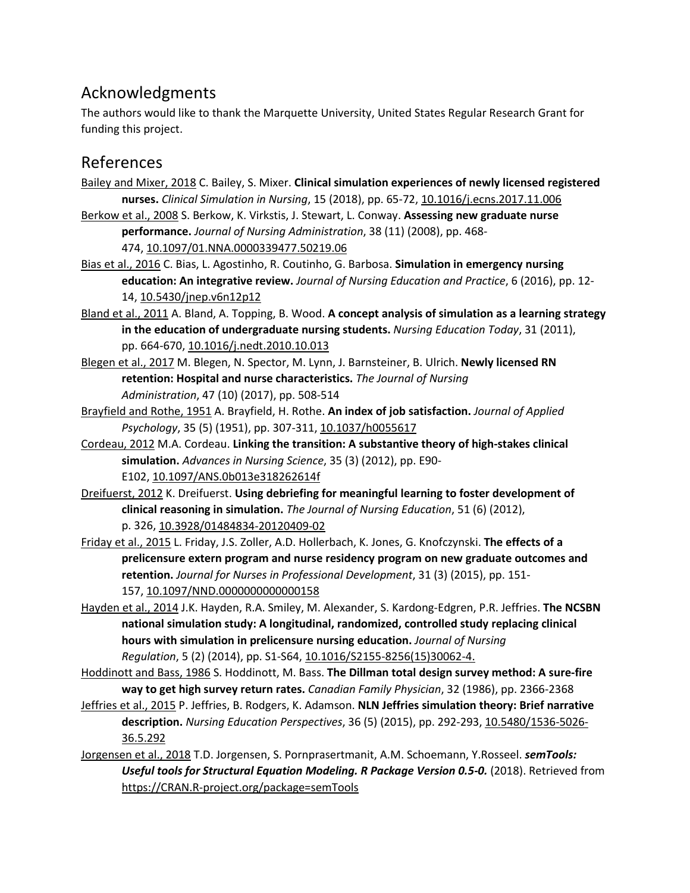## Acknowledgments

The authors would like to thank the Marquette University, United States Regular Research Grant for funding this project.

## References

Bailey and Mixer, 2018 C. Bailey, S. Mixer. **Clinical simulation experiences of newly licensed registered nurses.** *Clinical Simulation in Nursing*, 15 (2018), pp. 65-72, 10.1016/j.ecns.2017.11.006

Berkow et al., 2008 S. Berkow, K. Virkstis, J. Stewart, L. Conway. **Assessing new graduate nurse performance.** *Journal of Nursing Administration*, 38 (11) (2008), pp. 468-474, 10.1097/01.NNA.0000339477.50219.06

Bias et al., 2016 C. Bias, L. Agostinho, R. Coutinho, G. Barbosa. **Simulation in emergency nursing education: An integrative review.** *Journal of Nursing Education and Practice*, 6 (2016), pp. 12-14, 10.5430/jnep.v6n12p12

Bland et al., 2011 A. Bland, A. Topping, B. Wood. **A concept analysis of simulation as a learning strategy in the education of undergraduate nursing students.** *Nursing Education Today*, 31 (2011), pp. 664-670, 10.1016/j.nedt.2010.10.013

Blegen et al., 2017 M. Blegen, N. Spector, M. Lynn, J. Barnsteiner, B. Ulrich. **Newly licensed RN retention: Hospital and nurse characteristics.** *The Journal of Nursing Administration*, 47 (10) (2017), pp. 508-514

Brayfield and Rothe, 1951 A. Brayfield, H. Rothe. **An index of job satisfaction.** *Journal of Applied Psychology*, 35 (5) (1951), pp. 307-311, 10.1037/h0055617

Cordeau, 2012 M.A. Cordeau. **Linking the transition: A substantive theory of high-stakes clinical simulation.** *Advances in Nursing Science*, 35 (3) (2012), pp. E90-E102, 10.1097/ANS.0b013e318262614f

Dreifuerst, 2012 K. Dreifuerst. **Using debriefing for meaningful learning to foster development of clinical reasoning in simulation.** *The Journal of Nursing Education*, 51 (6) (2012), p. 326, 10.3928/01484834-20120409-02

Friday et al., 2015 L. Friday, J.S. Zoller, A.D. Hollerbach, K. Jones, G. Knofczynski. **The effects of a prelicensure extern program and nurse residency program on new graduate outcomes and retention.** *Journal for Nurses in Professional Development*, 31 (3) (2015), pp. 151-157, 10.1097/NND.0000000000000158

Hayden et al., 2014 J.K. Hayden, R.A. Smiley, M. Alexander, S. Kardong-Edgren, P.R. Jeffries. **The NCSBN national simulation study: A longitudinal, randomized, controlled study replacing clinical hours with simulation in prelicensure nursing education.** *Journal of Nursing Regulation*, 5 (2) (2014), pp. S1-S64, 10.1016/S2155-8256(15)30062-4.

Hoddinott and Bass, 1986 S. Hoddinott, M. Bass. **The Dillman total design survey method: A sure-fire way to get high survey return rates.** *Canadian Family Physician*, 32 (1986), pp. 2366-2368

Jeffries et al., 2015 P. Jeffries, B. Rodgers, K. Adamson. **NLN Jeffries simulation theory: Brief narrative description.** *Nursing Education Perspectives*, 36 (5) (2015), pp. 292-293, 10.5480/1536-5026-36.5.292

Jorgensen et al., 2018 T.D. Jorgensen, S. Pornprasertmanit, A.M. Schoemann, Y.Rosseel. ***semTools: Useful tools for Structural Equation Modeling. R Package Version 0.5-0.*** (2018). Retrieved from https://CRAN.R-project.org/package=semTools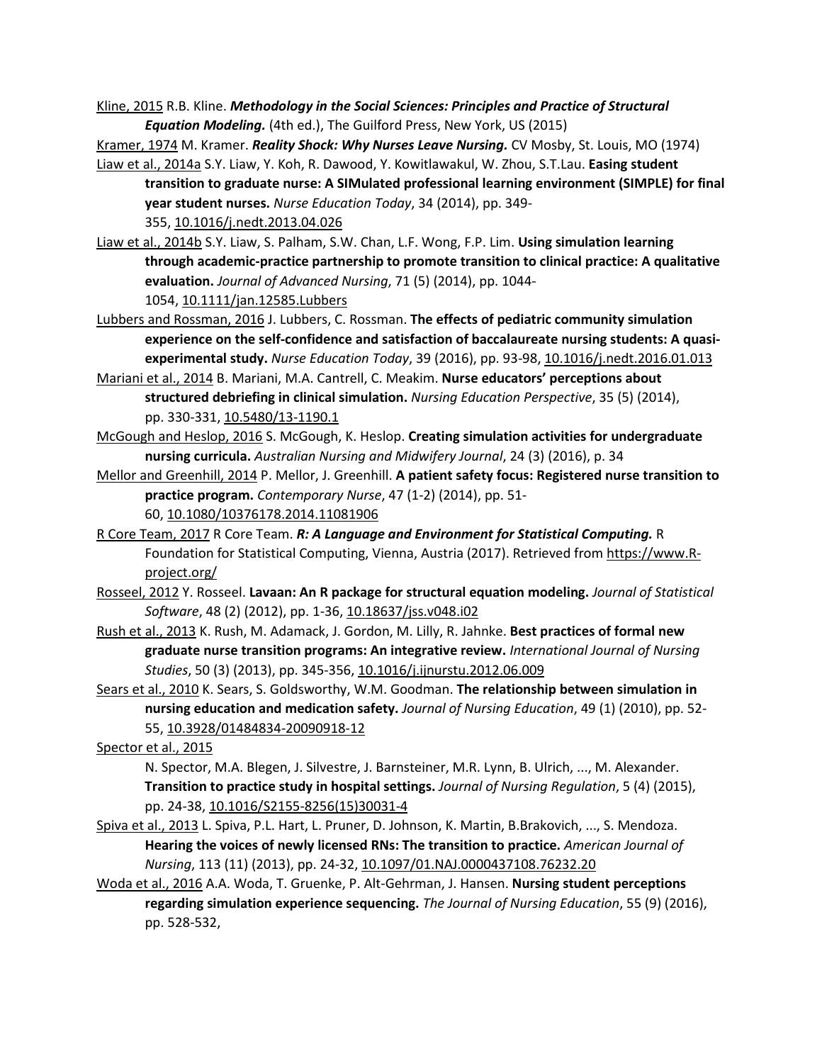Kline, 2015 R.B. Kline. ***Methodology in the Social Sciences: Principles and Practice of Structural Equation Modeling.*** (4th ed.), The Guilford Press, New York, US (2015)

Kramer, 1974 M. Kramer. ***Reality Shock: Why Nurses Leave Nursing.*** CV Mosby, St. Louis, MO (1974)

Liaw et al., 2014a S.Y. Liaw, Y. Koh, R. Dawood, Y. Kowitlawakul, W. Zhou, S.T.Lau. **Easing student transition to graduate nurse: A SIMulated professional learning environment (SIMPLE) for final year student nurses.** *Nurse Education Today*, 34 (2014), pp. 349-355, 10.1016/j.nedt.2013.04.026

Liaw et al., 2014b S.Y. Liaw, S. Palham, S.W. Chan, L.F. Wong, F.P. Lim. **Using simulation learning through academic-practice partnership to promote transition to clinical practice: A qualitative evaluation.** *Journal of Advanced Nursing*, 71 (5) (2014), pp. 1044-1054, 10.1111/jan.12585.Lubbers

Lubbers and Rossman, 2016 J. Lubbers, C. Rossman. **The effects of pediatric community simulation experience on the self-confidence and satisfaction of baccalaureate nursing students: A quasi-experimental study.** *Nurse Education Today*, 39 (2016), pp. 93-98, 10.1016/j.nedt.2016.01.013

Mariani et al., 2014 B. Mariani, M.A. Cantrell, C. Meakim. **Nurse educators' perceptions about structured debriefing in clinical simulation.** *Nursing Education Perspective*, 35 (5) (2014), pp. 330-331, 10.5480/13-1190.1

McGough and Heslop, 2016 S. McGough, K. Heslop. **Creating simulation activities for undergraduate nursing curricula.** *Australian Nursing and Midwifery Journal*, 24 (3) (2016), p. 34

Mellor and Greenhill, 2014 P. Mellor, J. Greenhill. **A patient safety focus: Registered nurse transition to practice program.** *Contemporary Nurse*, 47 (1-2) (2014), pp. 51-60, 10.1080/10376178.2014.11081906

R Core Team, 2017 R Core Team. ***R: A Language and Environment for Statistical Computing.*** R Foundation for Statistical Computing, Vienna, Austria (2017). Retrieved from https://www.R-project.org/

Rosseel, 2012 Y. Rosseel. **Lavaan: An R package for structural equation modeling.** *Journal of Statistical Software*, 48 (2) (2012), pp. 1-36, 10.18637/jss.v048.i02

Rush et al., 2013 K. Rush, M. Adamack, J. Gordon, M. Lilly, R. Jahnke. **Best practices of formal new graduate nurse transition programs: An integrative review.** *International Journal of Nursing Studies*, 50 (3) (2013), pp. 345-356, 10.1016/j.ijnurstu.2012.06.009

Sears et al., 2010 K. Sears, S. Goldsworthy, W.M. Goodman. **The relationship between simulation in nursing education and medication safety.** *Journal of Nursing Education*, 49 (1) (2010), pp. 52-55, 10.3928/01484834-20090918-12

Spector et al., 2015 N. Spector, M.A. Blegen, J. Silvestre, J. Barnsteiner, M.R. Lynn, B. Ulrich, ..., M. Alexander. **Transition to practice study in hospital settings.** *Journal of Nursing Regulation*, 5 (4) (2015), pp. 24-38, 10.1016/S2155-8256(15)30031-4

Spiva et al., 2013 L. Spiva, P.L. Hart, L. Pruner, D. Johnson, K. Martin, B.Brakovich, ..., S. Mendoza. **Hearing the voices of newly licensed RNs: The transition to practice.** *American Journal of Nursing*, 113 (11) (2013), pp. 24-32, 10.1097/01.NAJ.0000437108.76232.20

Woda et al., 2016 A.A. Woda, T. Gruenke, P. Alt-Gehrman, J. Hansen. **Nursing student perceptions regarding simulation experience sequencing.** *The Journal of Nursing Education*, 55 (9) (2016), pp. 528-532,